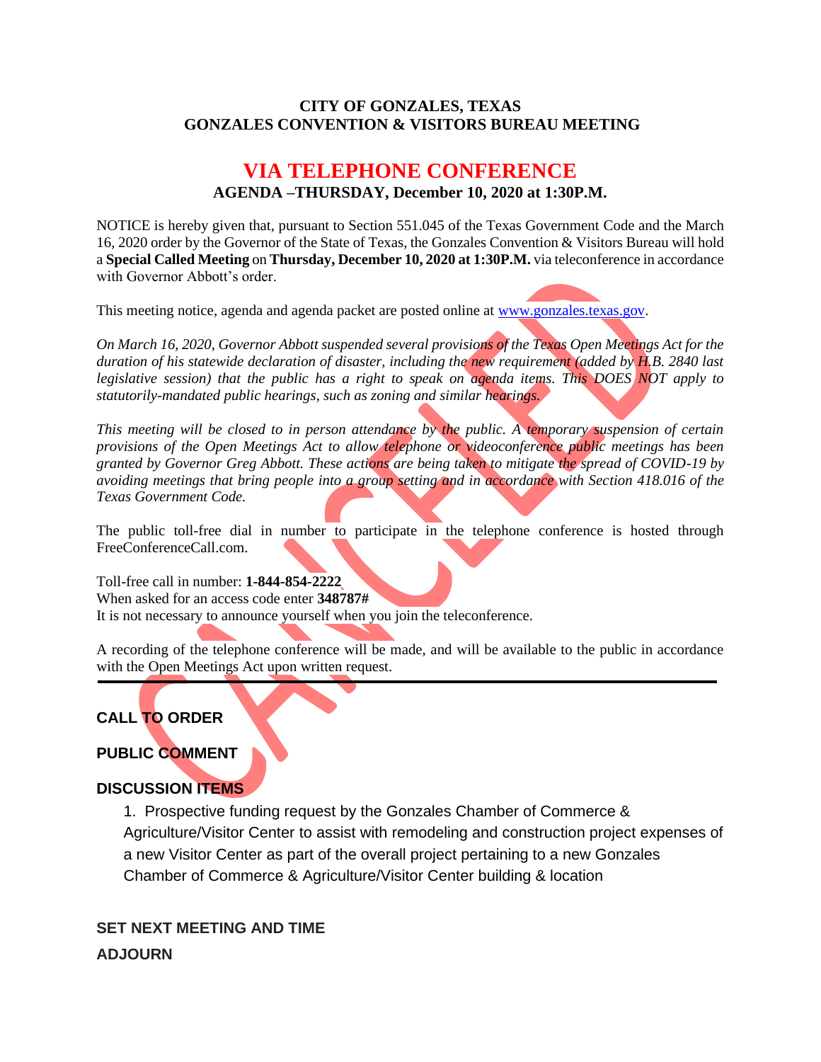**CITY OF GONZALES, TEXAS**
**GONZALES CONVENTION & VISITORS BUREAU MEETING**

# VIA TELEPHONE CONFERENCE

**AGENDA –THURSDAY, December 10, 2020 at 1:30P.M.**

NOTICE is hereby given that, pursuant to Section 551.045 of the Texas Government Code and the March 16, 2020 order by the Governor of the State of Texas, the Gonzales Convention & Visitors Bureau will hold a **Special Called Meeting** on **Thursday, December 10, 2020 at 1:30P.M.** via teleconference in accordance with Governor Abbott's order.

This meeting notice, agenda and agenda packet are posted online at www.gonzales.texas.gov.

*On March 16, 2020, Governor Abbott suspended several provisions of the Texas Open Meetings Act for the duration of his statewide declaration of disaster, including the new requirement (added by H.B. 2840 last legislative session) that the public has a right to speak on agenda items. This DOES NOT apply to statutorily-mandated public hearings, such as zoning and similar hearings.*

*This meeting will be closed to in person attendance by the public. A temporary suspension of certain provisions of the Open Meetings Act to allow telephone or videoconference public meetings has been granted by Governor Greg Abbott. These actions are being taken to mitigate the spread of COVID-19 by avoiding meetings that bring people into a group setting and in accordance with Section 418.016 of the Texas Government Code.*

The public toll-free dial in number to participate in the telephone conference is hosted through FreeConferenceCall.com.

Toll-free call in number: **1-844-854-2222**
When asked for an access code enter **348787#**
It is not necessary to announce yourself when you join the teleconference.

A recording of the telephone conference will be made, and will be available to the public in accordance with the Open Meetings Act upon written request.

---

**CALL TO ORDER**

**PUBLIC COMMENT**

**DISCUSSION ITEMS**

1. Prospective funding request by the Gonzales Chamber of Commerce & Agriculture/Visitor Center to assist with remodeling and construction project expenses of a new Visitor Center as part of the overall project pertaining to a new Gonzales Chamber of Commerce & Agriculture/Visitor Center building & location

**SET NEXT MEETING AND TIME**

**ADJOURN**

CANCELED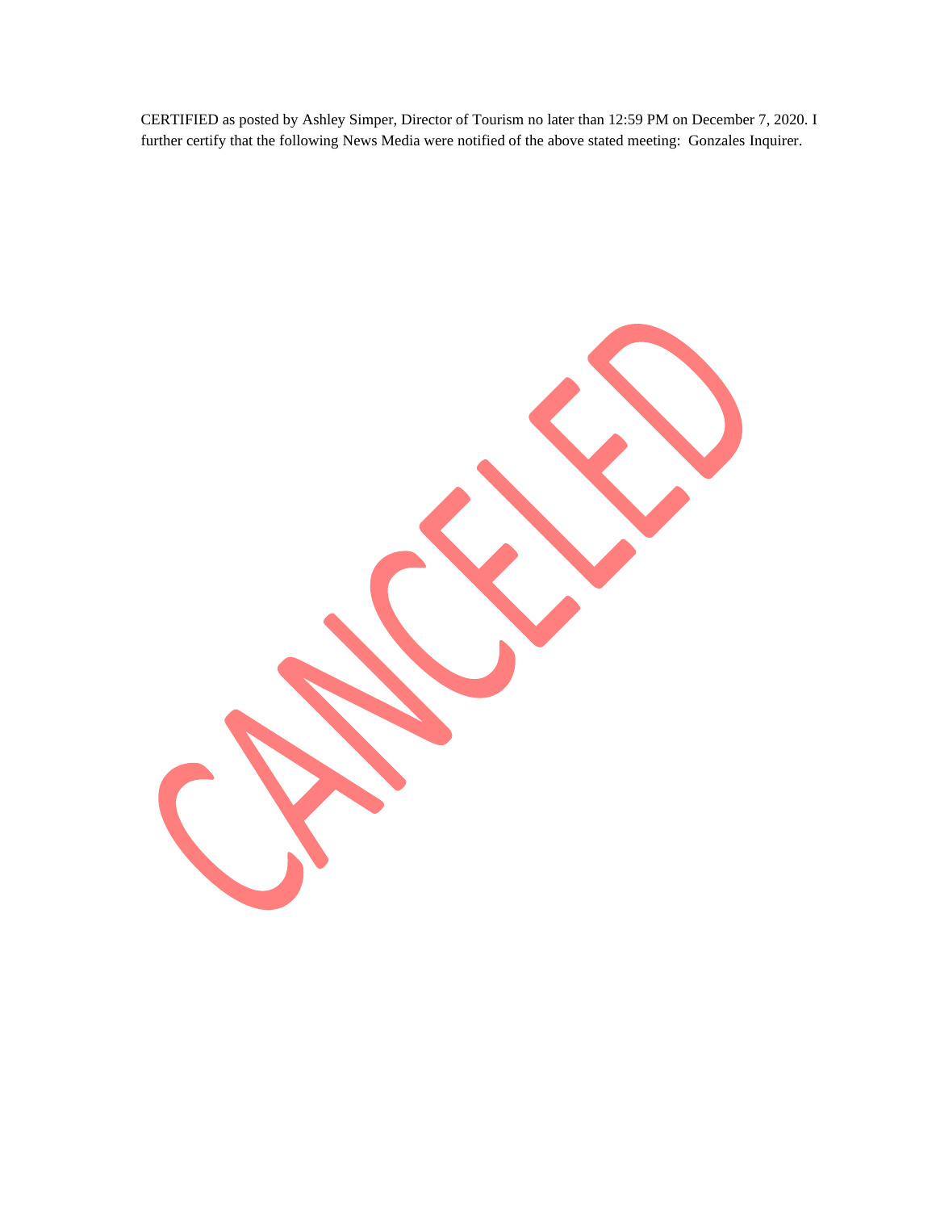CERTIFIED as posted by Ashley Simper, Director of Tourism no later than 12:59 PM on December 7, 2020. I further certify that the following News Media were notified of the above stated meeting: Gonzales Inquirer.

CANCELED